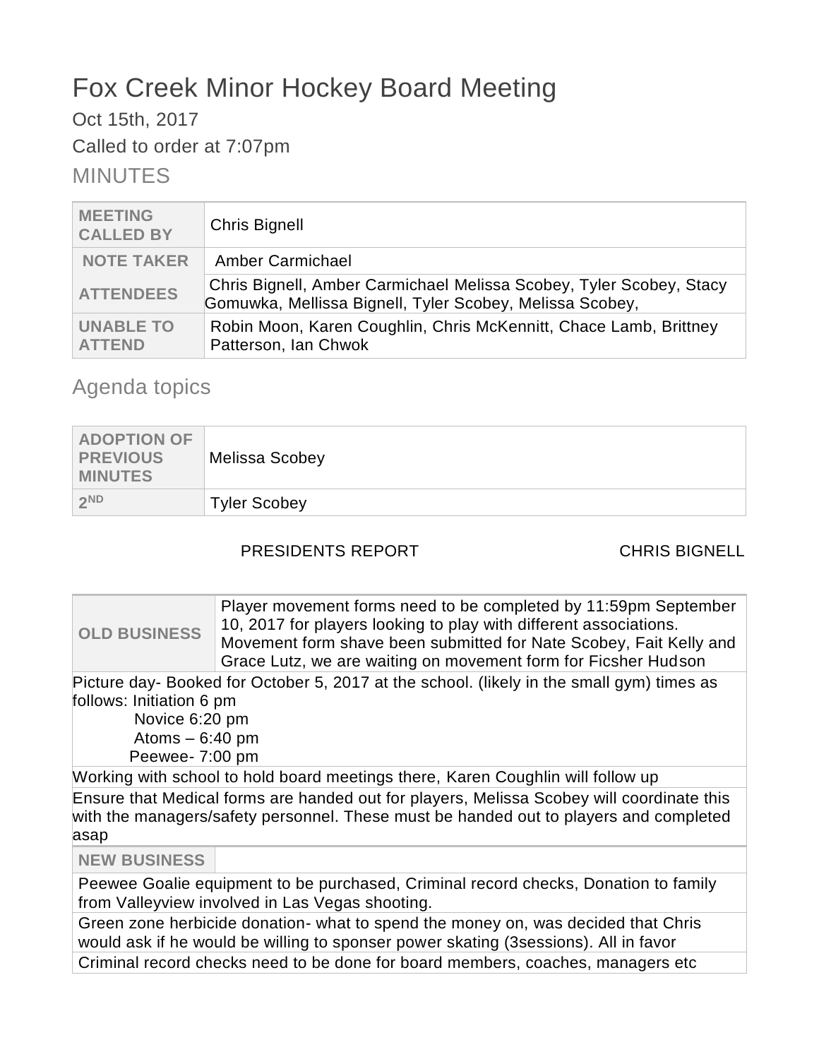# Fox Creek Minor Hockey Board Meeting

Oct 15th, 2017

Called to order at 7:07pm

## MINUTES

| | |
|---|---|
| **MEETING CALLED BY** | Chris Bignell |
| **NOTE TAKER** | Amber Carmichael |
| **ATTENDEES** | Chris Bignell, Amber Carmichael Melissa Scobey, Tyler Scobey, Stacy Gomuwka, Mellissa Bignell, Tyler Scobey, Melissa Scobey, |
| **UNABLE TO ATTEND** | Robin Moon, Karen Coughlin, Chris McKennitt, Chace Lamb, Brittney Patterson, Ian Chwok |

## Agenda topics

| | |
|---|---|
| **ADOPTION OF PREVIOUS MINUTES** | Melissa Scobey |
| **2ND** | Tyler Scobey |

PRESIDENTS REPORT CHRIS BIGNELL

| | |
|---|---|
| **OLD BUSINESS** | Player movement forms need to be completed by 11:59pm September 10, 2017 for players looking to play with different associations. Movement form shave been submitted for Nate Scobey, Fait Kelly and Grace Lutz, we are waiting on movement form for Ficsher Hudson |

Picture day- Booked for October 5, 2017 at the school. (likely in the small gym) times as follows: Initiation 6 pm
Novice 6:20 pm
Atoms – 6:40 pm
Peewee- 7:00 pm

Working with school to hold board meetings there, Karen Coughlin will follow up

Ensure that Medical forms are handed out for players, Melissa Scobey will coordinate this with the managers/safety personnel. These must be handed out to players and completed asap

**NEW BUSINESS**

Peewee Goalie equipment to be purchased, Criminal record checks, Donation to family from Valleyview involved in Las Vegas shooting.

Green zone herbicide donation- what to spend the money on, was decided that Chris would ask if he would be willing to sponser power skating (3sessions). All in favor

Criminal record checks need to be done for board members, coaches, managers etc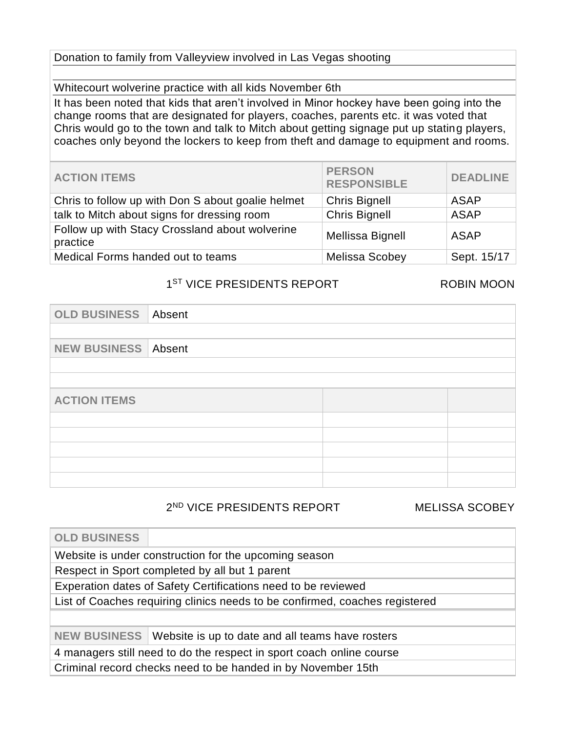Donation to family from Valleyview involved in Las Vegas shooting

Whitecourt wolverine practice with all kids November 6th

It has been noted that kids that aren't involved in Minor hockey have been going into the change rooms that are designated for players, coaches, parents etc. it was voted that Chris would go to the town and talk to Mitch about getting signage put up stating players, coaches only beyond the lockers to keep from theft and damage to equipment and rooms.

| ACTION ITEMS | PERSON RESPONSIBLE | DEADLINE |
|---|---|---|
| Chris to follow up with Don S about goalie helmet | Chris Bignell | ASAP |
| talk to Mitch about signs for dressing room | Chris Bignell | ASAP |
| Follow up with Stacy Crossland about wolverine practice | Mellissa Bignell | ASAP |
| Medical Forms handed out to teams | Melissa Scobey | Sept. 15/17 |

## 1ST VICE PRESIDENTS REPORT — ROBIN MOON

| OLD BUSINESS | Absent |
|---|---|
| | |
| **NEW BUSINESS** | Absent |
| | |
| | |

| ACTION ITEMS | | |
|---|---|---|
| | | |
| | | |
| | | |
| | | |
| | | |

## 2ND VICE PRESIDENTS REPORT — MELISSA SCOBEY

| OLD BUSINESS | |
|---|---|
| Website is under construction for the upcoming season | |
| Respect in Sport completed by all but 1 parent | |
| Experation dates of Safety Certifications need to be reviewed | |
| List of Coaches requiring clinics needs to be confirmed, coaches registered | |
| | |
| **NEW BUSINESS** | Website is up to date and all teams have rosters |
| 4 managers still need to do the respect in sport coach online course | |
| Criminal record checks need to be handed in by November 15th | |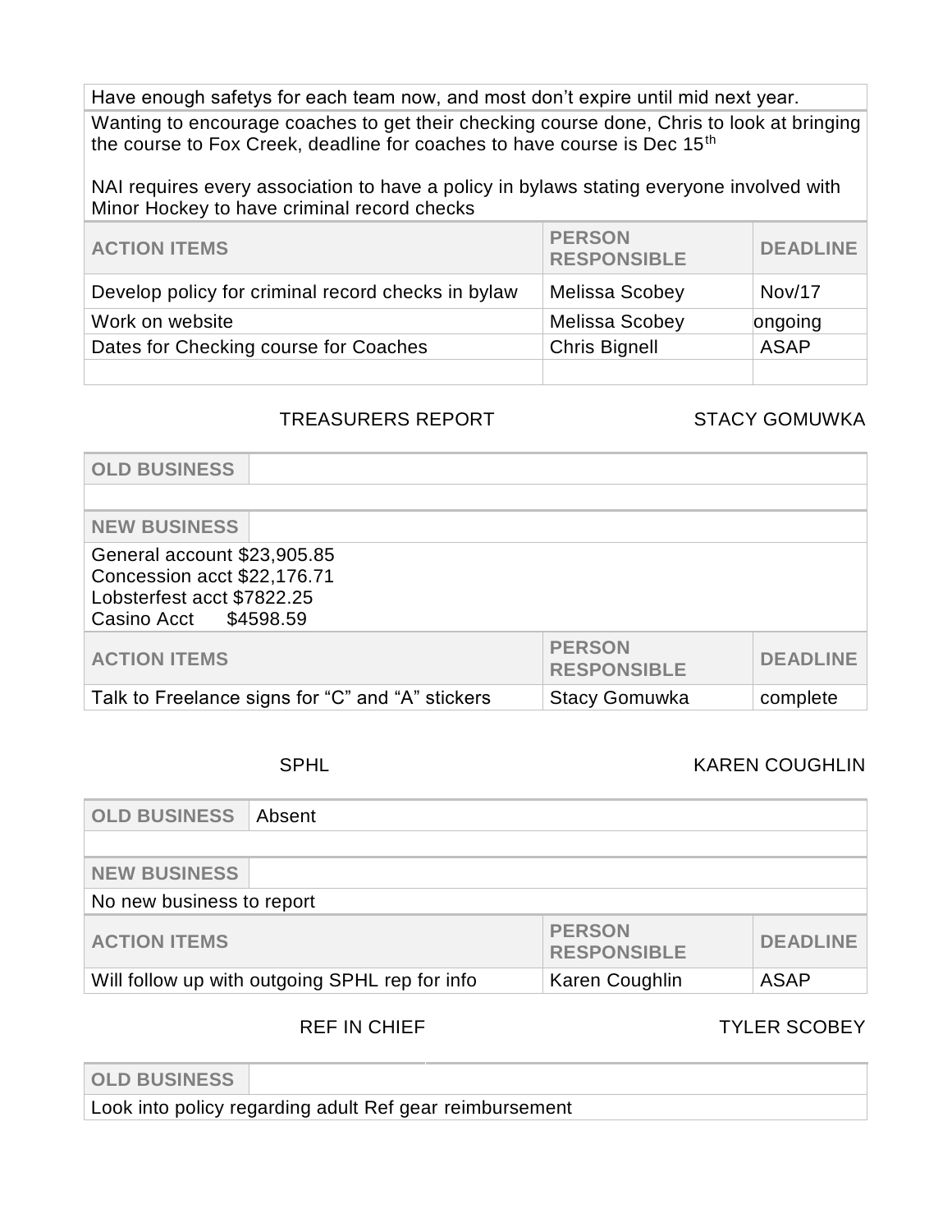Have enough safetys for each team now, and most don't expire until mid next year.

Wanting to encourage coaches to get their checking course done, Chris to look at bringing the course to Fox Creek, deadline for coaches to have course is Dec 15th

NAI requires every association to have a policy in bylaws stating everyone involved with Minor Hockey to have criminal record checks

| ACTION ITEMS | PERSON RESPONSIBLE | DEADLINE |
| --- | --- | --- |
| Develop policy for criminal record checks in bylaw | Melissa Scobey | Nov/17 |
| Work on website | Melissa Scobey | ongoing |
| Dates for Checking course for Coaches | Chris Bignell | ASAP |
| | | |

## TREASURERS REPORT — STACY GOMUWKA

| OLD BUSINESS | |
| --- | --- |
| | |

| NEW BUSINESS | |
| --- | --- |
| General account $23,905.85<br>Concession acct $22,176.71<br>Lobsterfest acct $7822.25<br>Casino Acct $4598.59 | |

| ACTION ITEMS | PERSON RESPONSIBLE | DEADLINE |
| --- | --- | --- |
| Talk to Freelance signs for "C" and "A" stickers | Stacy Gomuwka | complete |

## SPHL — KAREN COUGHLIN

| OLD BUSINESS | Absent |
| --- | --- |
| | |

| NEW BUSINESS | |
| --- | --- |
| No new business to report | |

| ACTION ITEMS | PERSON RESPONSIBLE | DEADLINE |
| --- | --- | --- |
| Will follow up with outgoing SPHL rep for info | Karen Coughlin | ASAP |

## REF IN CHIEF — TYLER SCOBEY

| OLD BUSINESS | |
| --- | --- |
| Look into policy regarding adult Ref gear reimbursement | |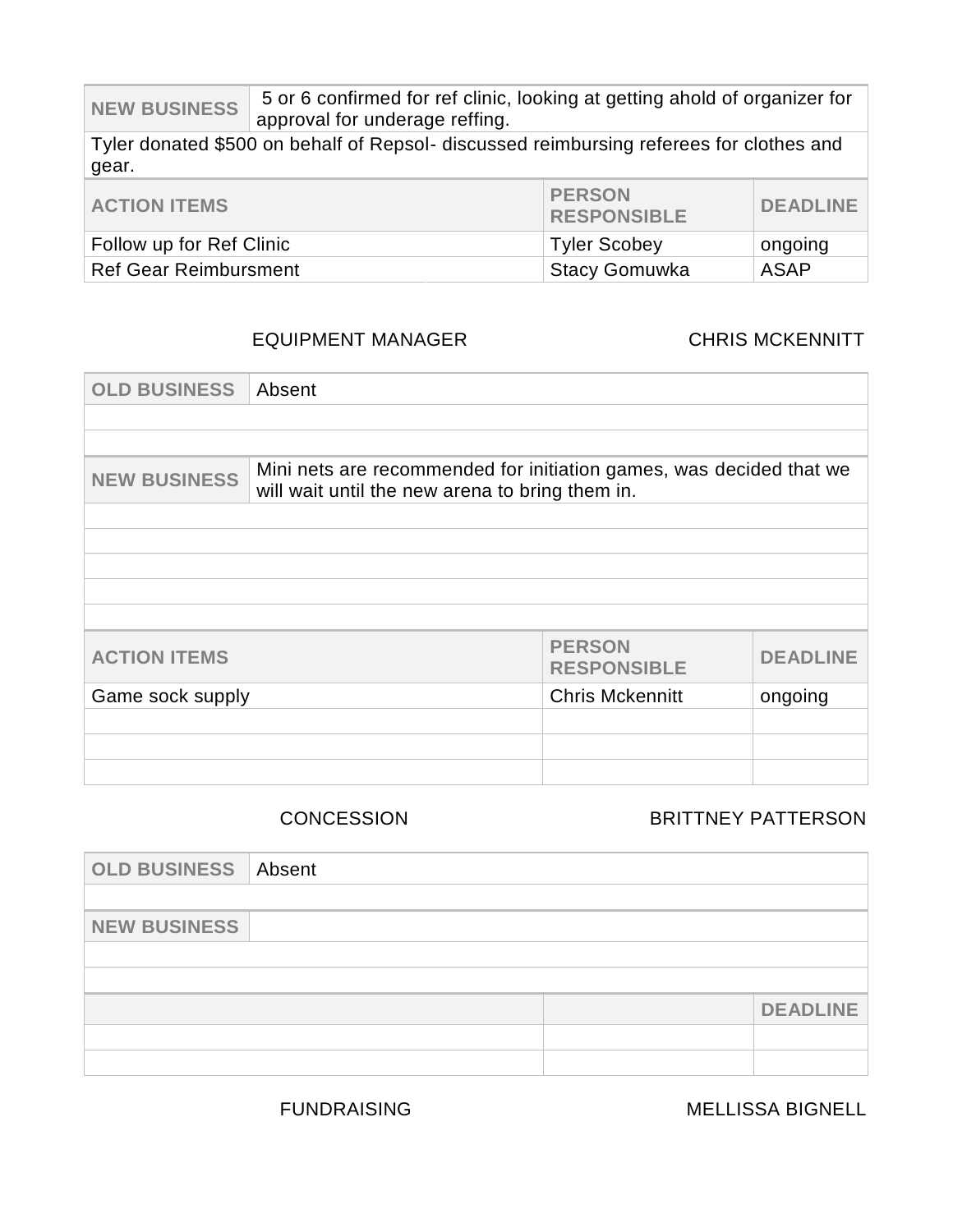| NEW BUSINESS | 5 or 6 confirmed for ref clinic, looking at getting ahold of organizer for approval for underage reffing. |
|---|---|

Tyler donated $500 on behalf of Repsol- discussed reimbursing referees for clothes and gear.

| ACTION ITEMS | PERSON RESPONSIBLE | DEADLINE |
|---|---|---|
| Follow up for Ref Clinic | Tyler Scobey | ongoing |
| Ref Gear Reimbursment | Stacy Gomuwka | ASAP |

EQUIPMENT MANAGER — CHRIS MCKENNITT

| OLD BUSINESS | Absent |
|---|---|
| | |
| | |

| NEW BUSINESS | Mini nets are recommended for initiation games, was decided that we will wait until the new arena to bring them in. |
|---|---|
| | |
| | |
| | |
| | |
| | |

| ACTION ITEMS | PERSON RESPONSIBLE | DEADLINE |
|---|---|---|
| Game sock supply | Chris Mckennitt | ongoing |
| | | |
| | | |
| | | |

CONCESSION — BRITTNEY PATTERSON

| OLD BUSINESS | Absent |
|---|---|
| | |

| NEW BUSINESS | |
|---|---|
| | |
| | |

| | | DEADLINE |
|---|---|---|
| | | |
| | | |

FUNDRAISING — MELLISSA BIGNELL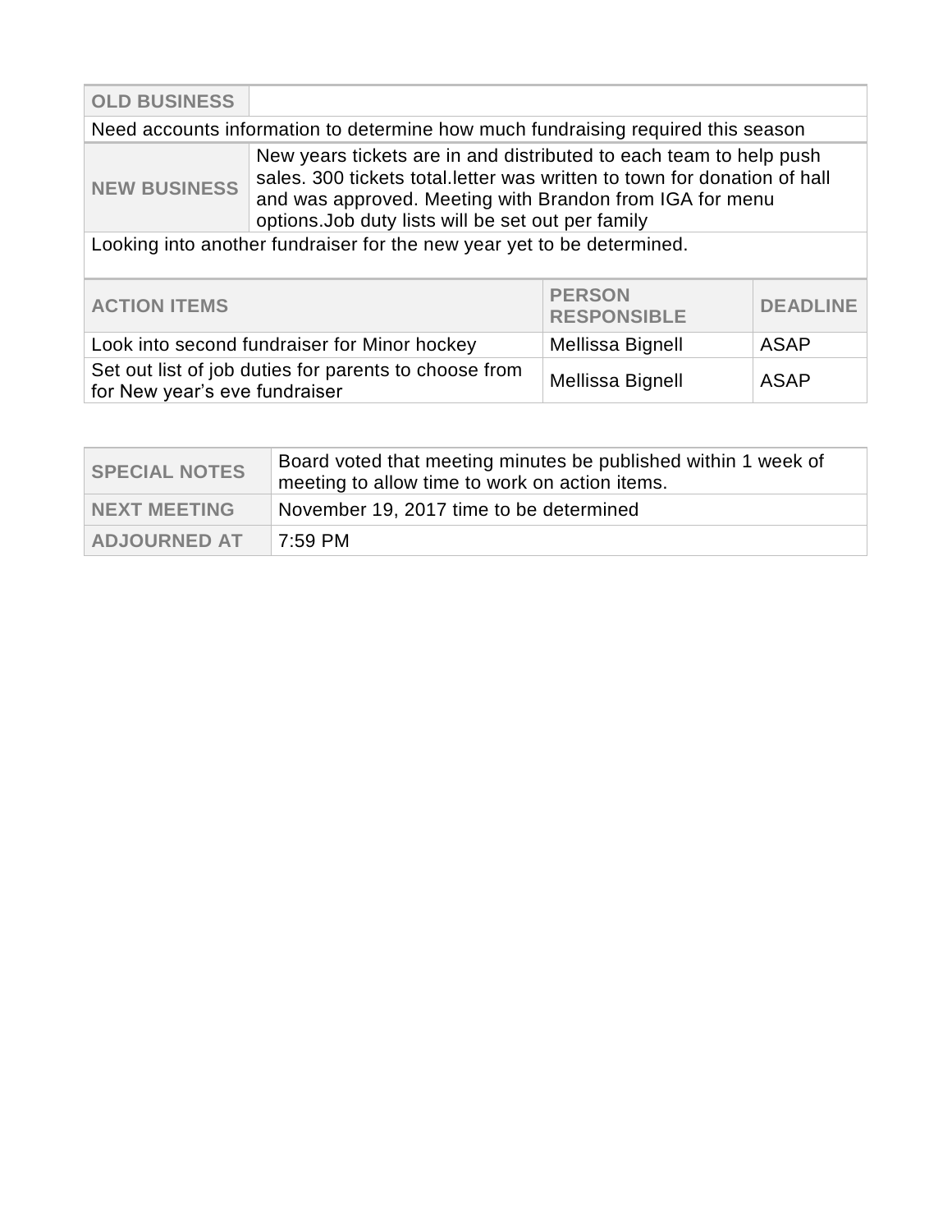| OLD BUSINESS | |
|---|---|
| Need accounts information to determine how much fundraising required this season | |
| **NEW BUSINESS** | New years tickets are in and distributed to each team to help push sales. 300 tickets total.letter was written to town for donation of hall and was approved. Meeting with Brandon from IGA for menu options.Job duty lists will be set out per family |
| Looking into another fundraiser for the new year yet to be determined. | |

| ACTION ITEMS | PERSON RESPONSIBLE | DEADLINE |
|---|---|---|
| Look into second fundraiser for Minor hockey | Mellissa Bignell | ASAP |
| Set out list of job duties for parents to choose from for New year's eve fundraiser | Mellissa Bignell | ASAP |

| SPECIAL NOTES | Board voted that meeting minutes be published within 1 week of meeting to allow time to work on action items. |
|---|---|
| **NEXT MEETING** | November 19, 2017 time to be determined |
| **ADJOURNED AT** | 7:59 PM |